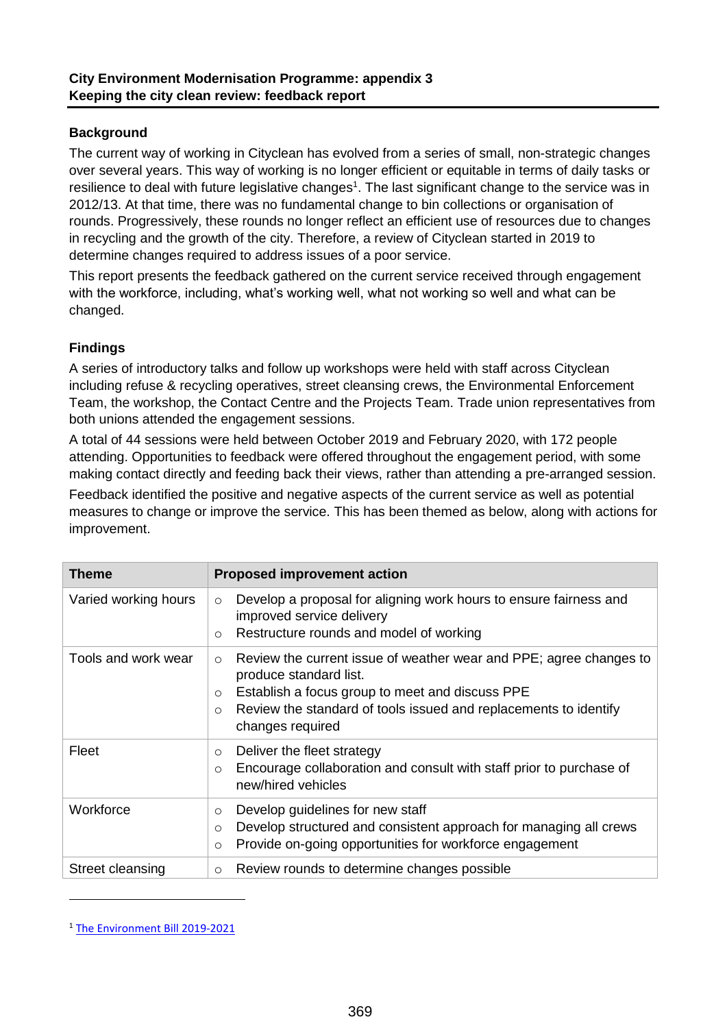**City Environment Modernisation Programme: appendix 3**
**Keeping the city clean review: feedback report**

## Background

The current way of working in Cityclean has evolved from a series of small, non-strategic changes over several years. This way of working is no longer efficient or equitable in terms of daily tasks or resilience to deal with future legislative changes[1]. The last significant change to the service was in 2012/13. At that time, there was no fundamental change to bin collections or organisation of rounds. Progressively, these rounds no longer reflect an efficient use of resources due to changes in recycling and the growth of the city. Therefore, a review of Cityclean started in 2019 to determine changes required to address issues of a poor service.

This report presents the feedback gathered on the current service received through engagement with the workforce, including, what's working well, what not working so well and what can be changed.

## Findings

A series of introductory talks and follow up workshops were held with staff across Cityclean including refuse & recycling operatives, street cleansing crews, the Environmental Enforcement Team, the workshop, the Contact Centre and the Projects Team. Trade union representatives from both unions attended the engagement sessions.

A total of 44 sessions were held between October 2019 and February 2020, with 172 people attending. Opportunities to feedback were offered throughout the engagement period, with some making contact directly and feeding back their views, rather than attending a pre-arranged session.

Feedback identified the positive and negative aspects of the current service as well as potential measures to change or improve the service. This has been themed as below, along with actions for improvement.

| Theme | Proposed improvement action |
|---|---|
| Varied working hours | ○ Develop a proposal for aligning work hours to ensure fairness and improved service delivery<br>○ Restructure rounds and model of working |
| Tools and work wear | ○ Review the current issue of weather wear and PPE; agree changes to produce standard list.<br>○ Establish a focus group to meet and discuss PPE<br>○ Review the standard of tools issued and replacements to identify changes required |
| Fleet | ○ Deliver the fleet strategy<br>○ Encourage collaboration and consult with staff prior to purchase of new/hired vehicles |
| Workforce | ○ Develop guidelines for new staff<br>○ Develop structured and consistent approach for managing all crews<br>○ Provide on-going opportunities for workforce engagement |
| Street cleansing | ○ Review rounds to determine changes possible |

[1] The Environment Bill 2019-2021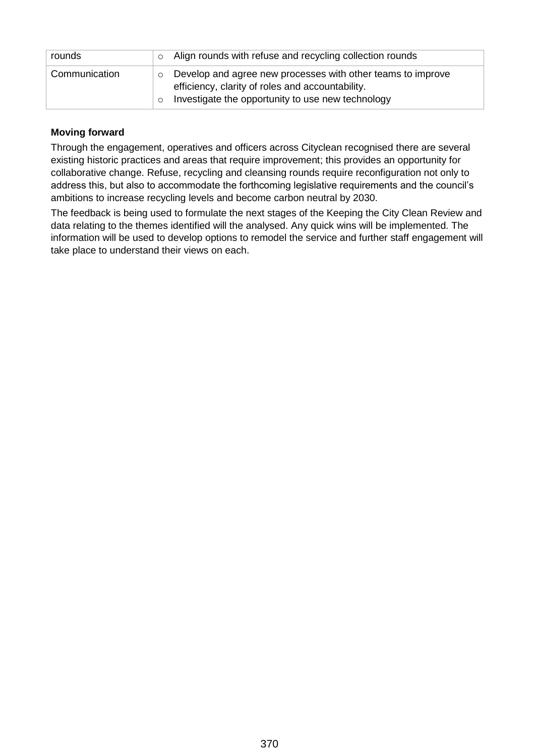| | |
|---|---|
| rounds | ○ Align rounds with refuse and recycling collection rounds |
| Communication | ○ Develop and agree new processes with other teams to improve efficiency, clarity of roles and accountability.<br>○ Investigate the opportunity to use new technology |

**Moving forward**

Through the engagement, operatives and officers across Cityclean recognised there are several existing historic practices and areas that require improvement; this provides an opportunity for collaborative change. Refuse, recycling and cleansing rounds require reconfiguration not only to address this, but also to accommodate the forthcoming legislative requirements and the council's ambitions to increase recycling levels and become carbon neutral by 2030.

The feedback is being used to formulate the next stages of the Keeping the City Clean Review and data relating to the themes identified will the analysed. Any quick wins will be implemented. The information will be used to develop options to remodel the service and further staff engagement will take place to understand their views on each.